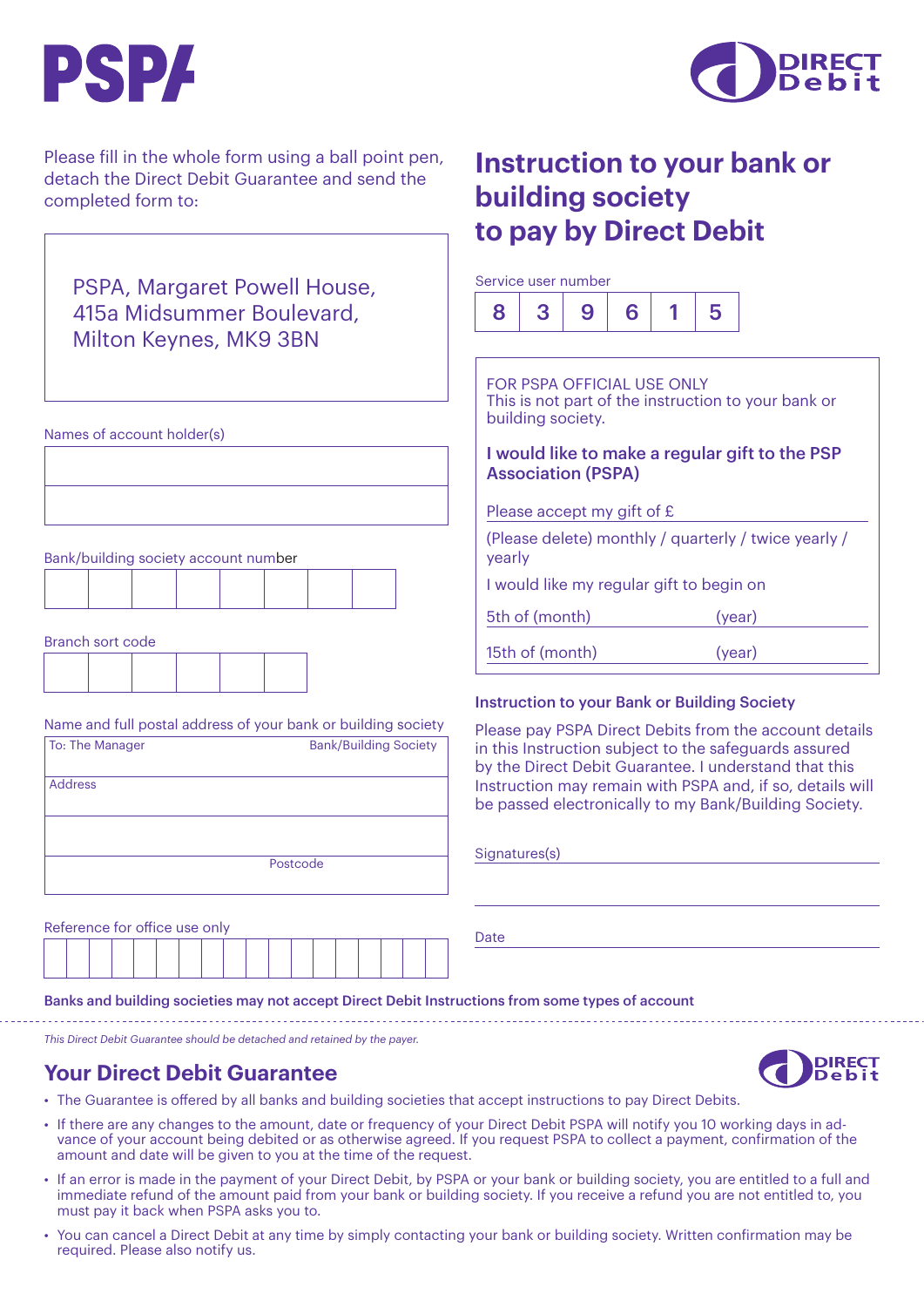PSPA

DIRECT Debit

Please fill in the whole form using a ball point pen, detach the Direct Debit Guarantee and send the completed form to:

PSPA, Margaret Powell House,
415a Midsummer Boulevard,
Milton Keynes, MK9 3BN

# Instruction to your bank or building society to pay by Direct Debit

Service user number

| 8 | 3 | 9 | 6 | 1 | 5 |
|---|---|---|---|---|---|

FOR PSPA OFFICIAL USE ONLY
This is not part of the instruction to your bank or building society.

**I would like to make a regular gift to the PSP Association (PSPA)**

Please accept my gift of £

(Please delete) monthly / quarterly / twice yearly / yearly

I would like my regular gift to begin on

5th of (month) (year)

15th of (month) (year)

Names of account holder(s)

Bank/building society account number

Branch sort code

Name and full postal address of your bank or building society

To: The Manager Bank/Building Society

Address

Postcode

Reference for office use only

**Instruction to your Bank or Building Society**

Please pay PSPA Direct Debits from the account details in this Instruction subject to the safeguards assured by the Direct Debit Guarantee. I understand that this Instruction may remain with PSPA and, if so, details will be passed electronically to my Bank/Building Society.

Signatures(s)

Date

**Banks and building societies may not accept Direct Debit Instructions from some types of account**

*This Direct Debit Guarantee should be detached and retained by the payer.*

## Your Direct Debit Guarantee

DIRECT Debit

- The Guarantee is offered by all banks and building societies that accept instructions to pay Direct Debits.
- If there are any changes to the amount, date or frequency of your Direct Debit PSPA will notify you 10 working days in advance of your account being debited or as otherwise agreed. If you request PSPA to collect a payment, confirmation of the amount and date will be given to you at the time of the request.
- If an error is made in the payment of your Direct Debit, by PSPA or your bank or building society, you are entitled to a full and immediate refund of the amount paid from your bank or building society. If you receive a refund you are not entitled to, you must pay it back when PSPA asks you to.
- You can cancel a Direct Debit at any time by simply contacting your bank or building society. Written confirmation may be required. Please also notify us.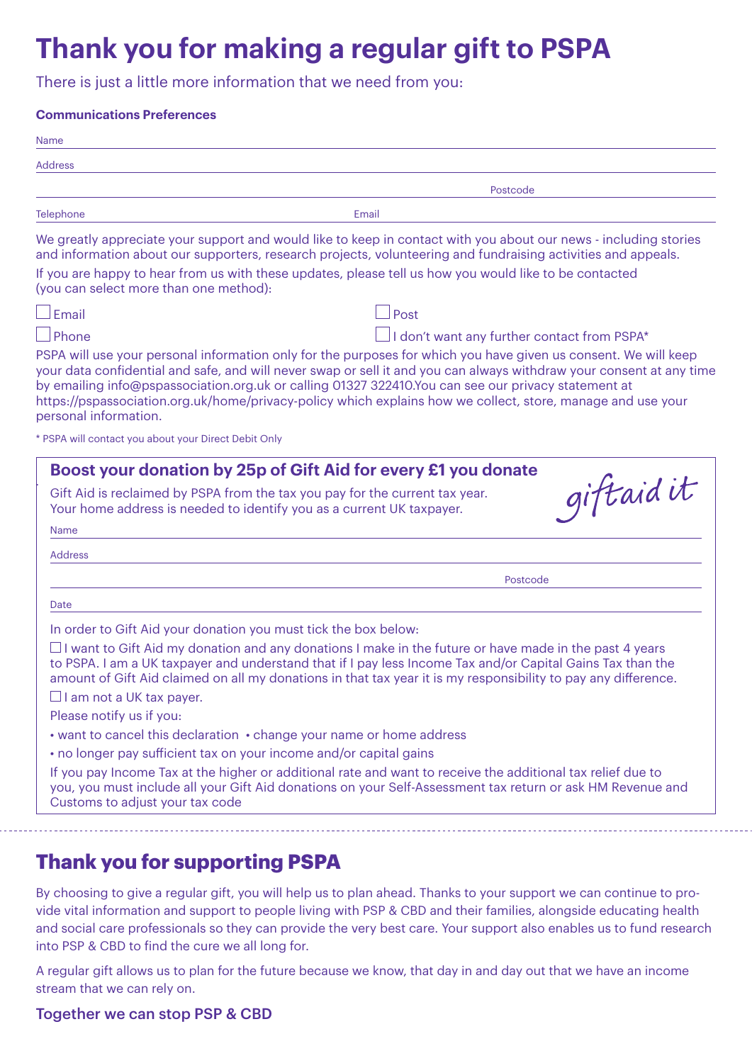# Thank you for making a regular gift to PSPA

There is just a little more information that we need from you:

**Communications Preferences**

Name

Address

Postcode

Telephone

Email

We greatly appreciate your support and would like to keep in contact with you about our news - including stories and information about our supporters, research projects, volunteering and fundraising activities and appeals.

If you are happy to hear from us with these updates, please tell us how you would like to be contacted (you can select more than one method):

☐ Email

☐ Post

☐ Phone

☐ I don't want any further contact from PSPA*

PSPA will use your personal information only for the purposes for which you have given us consent. We will keep your data confidential and safe, and will never swap or sell it and you can always withdraw your consent at any time by emailing info@pspassociation.org.uk or calling 01327 322410.You can see our privacy statement at https://pspassociation.org.uk/home/privacy-policy which explains how we collect, store, manage and use your personal information.

* PSPA will contact you about your Direct Debit Only

## Boost your donation by 25p of Gift Aid for every £1 you donate

giftaid it

Gift Aid is reclaimed by PSPA from the tax you pay for the current tax year. Your home address is needed to identify you as a current UK taxpayer.

Name

Address

Postcode

Date

In order to Gift Aid your donation you must tick the box below:

☐ I want to Gift Aid my donation and any donations I make in the future or have made in the past 4 years to PSPA. I am a UK taxpayer and understand that if I pay less Income Tax and/or Capital Gains Tax than the amount of Gift Aid claimed on all my donations in that tax year it is my responsibility to pay any difference.

☐ I am not a UK tax payer.

Please notify us if you:

- want to cancel this declaration
- change your name or home address
- no longer pay sufficient tax on your income and/or capital gains

If you pay Income Tax at the higher or additional rate and want to receive the additional tax relief due to you, you must include all your Gift Aid donations on your Self-Assessment tax return or ask HM Revenue and Customs to adjust your tax code

# Thank you for supporting PSPA

By choosing to give a regular gift, you will help us to plan ahead. Thanks to your support we can continue to provide vital information and support to people living with PSP & CBD and their families, alongside educating health and social care professionals so they can provide the very best care. Your support also enables us to fund research into PSP & CBD to find the cure we all long for.

A regular gift allows us to plan for the future because we know, that day in and day out that we have an income stream that we can rely on.

### Together we can stop PSP & CBD